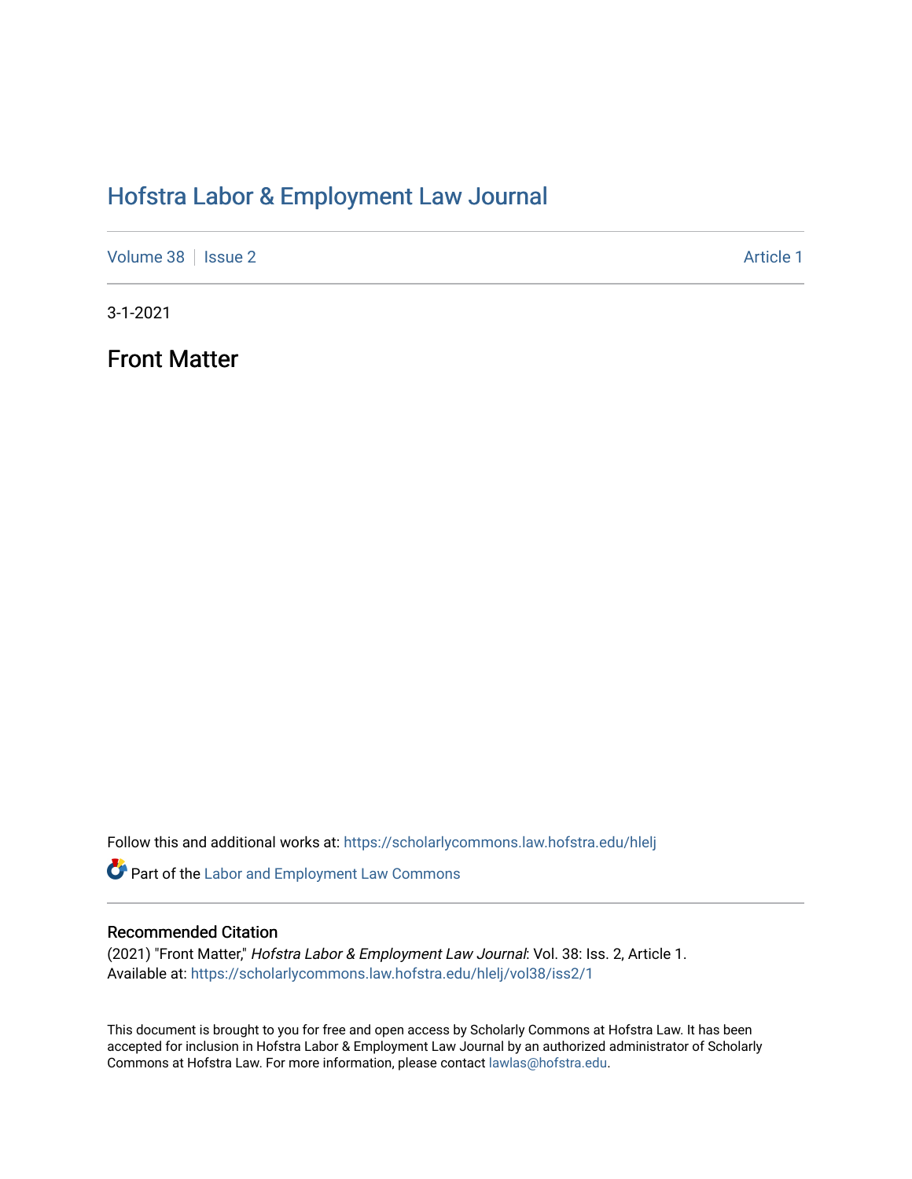# Hofstra Labor & Employment Law Journal

Volume 38 | Issue 2 Article 1

3-1-2021

## Front Matter

Follow this and additional works at: https://scholarlycommons.law.hofstra.edu/hlelj

Part of the Labor and Employment Law Commons

### Recommended Citation

(2021) "Front Matter," *Hofstra Labor & Employment Law Journal*: Vol. 38: Iss. 2, Article 1.
Available at: https://scholarlycommons.law.hofstra.edu/hlelj/vol38/iss2/1

This document is brought to you for free and open access by Scholarly Commons at Hofstra Law. It has been accepted for inclusion in Hofstra Labor & Employment Law Journal by an authorized administrator of Scholarly Commons at Hofstra Law. For more information, please contact lawlas@hofstra.edu.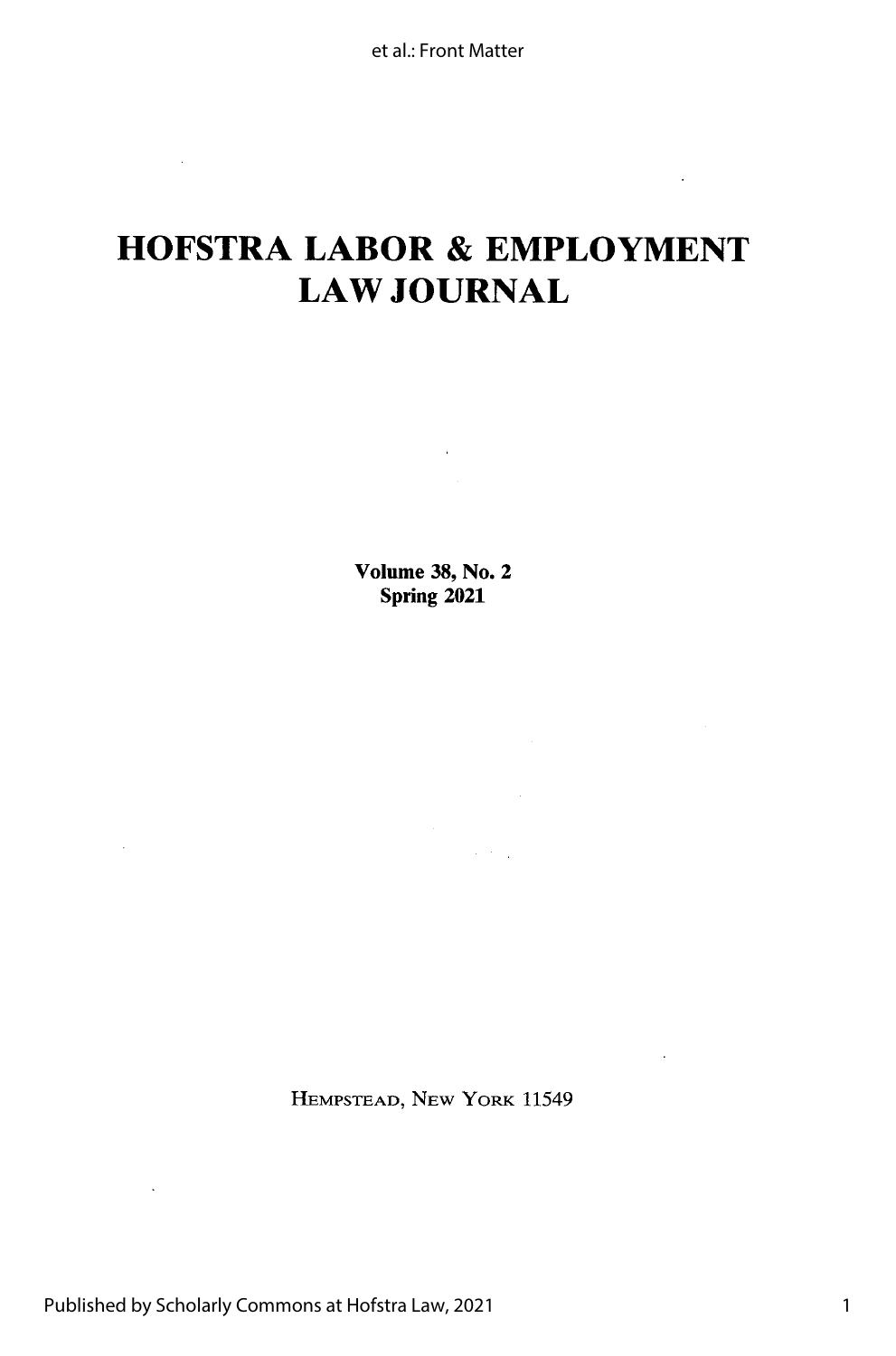# HOFSTRA LABOR & EMPLOYMENT LAW JOURNAL

**Volume 38, No. 2**
**Spring 2021**

HEMPSTEAD, NEW YORK 11549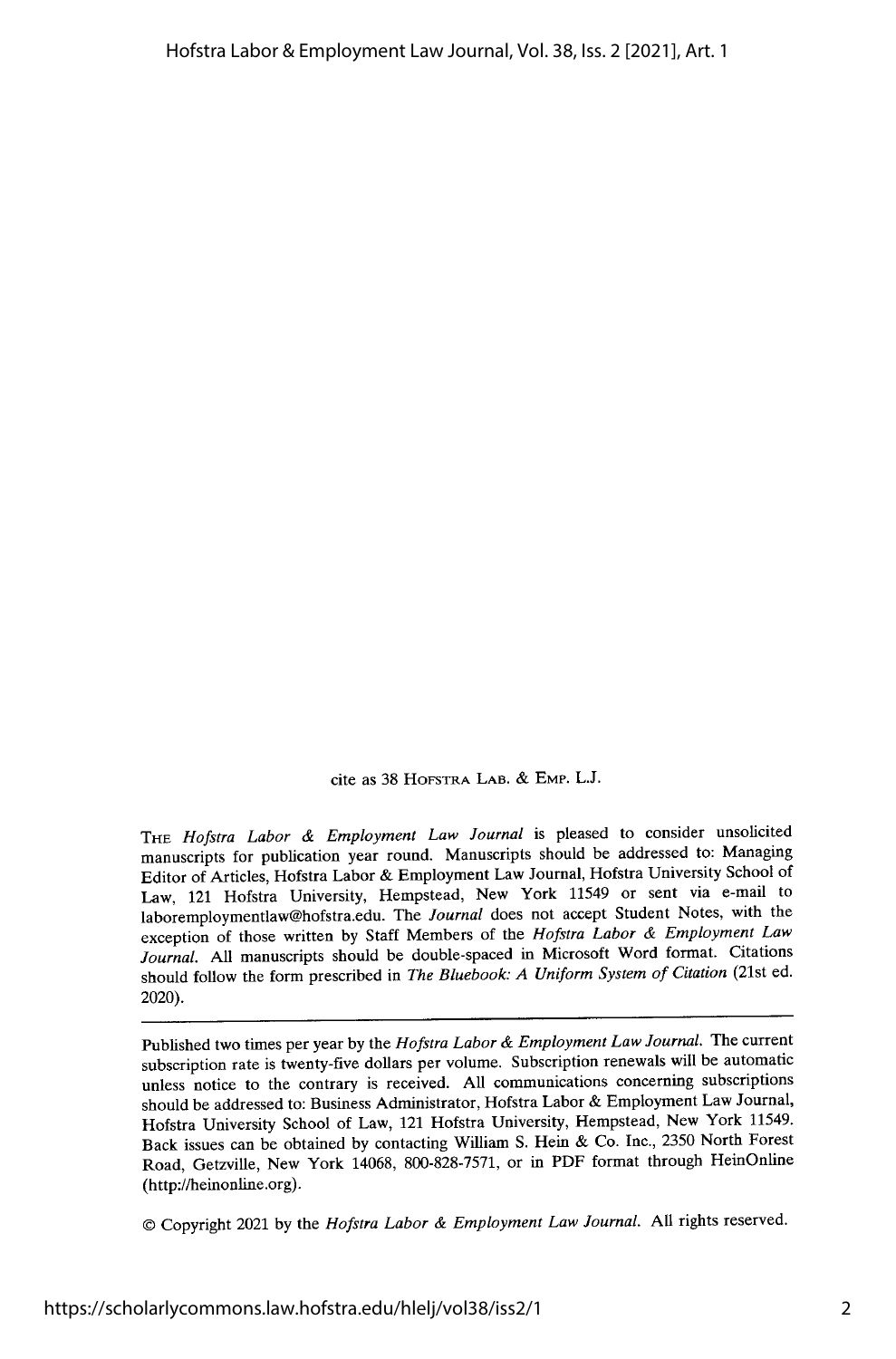cite as 38 HOFSTRA LAB. & EMP. L.J.

THE *Hofstra Labor & Employment Law Journal* is pleased to consider unsolicited manuscripts for publication year round. Manuscripts should be addressed to: Managing Editor of Articles, Hofstra Labor & Employment Law Journal, Hofstra University School of Law, 121 Hofstra University, Hempstead, New York 11549 or sent via e-mail to laboremploymentlaw@hofstra.edu. The *Journal* does not accept Student Notes, with the exception of those written by Staff Members of the *Hofstra Labor & Employment Law Journal*. All manuscripts should be double-spaced in Microsoft Word format. Citations should follow the form prescribed in *The Bluebook: A Uniform System of Citation* (21st ed. 2020).

---

Published two times per year by the *Hofstra Labor & Employment Law Journal*. The current subscription rate is twenty-five dollars per volume. Subscription renewals will be automatic unless notice to the contrary is received. All communications concerning subscriptions should be addressed to: Business Administrator, Hofstra Labor & Employment Law Journal, Hofstra University School of Law, 121 Hofstra University, Hempstead, New York 11549. Back issues can be obtained by contacting William S. Hein & Co. Inc., 2350 North Forest Road, Getzville, New York 14068, 800-828-7571, or in PDF format through HeinOnline (http://heinonline.org).

© Copyright 2021 by the *Hofstra Labor & Employment Law Journal*. All rights reserved.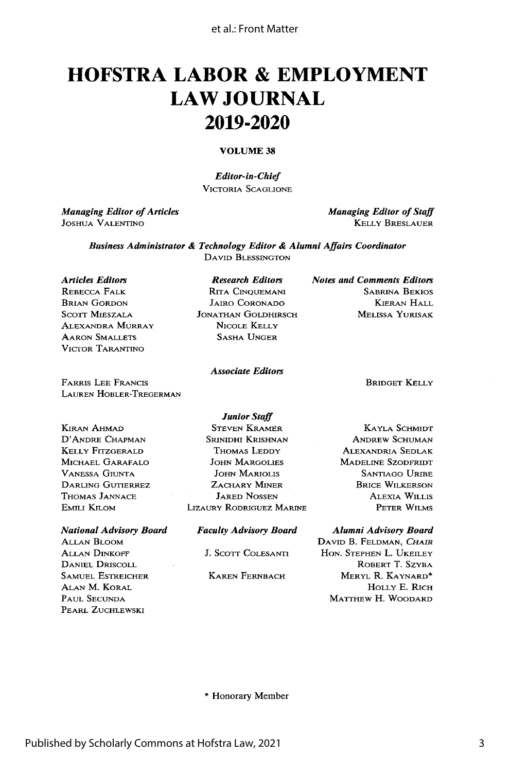# HOFSTRA LABOR & EMPLOYMENT LAW JOURNAL

# 2019-2020

**VOLUME 38**

***Editor-in-Chief***
VICTORIA SCAGLIONE

***Managing Editor of Articles***
JOSHUA VALENTINO

***Managing Editor of Staff***
KELLY BRESLAUER

***Business Administrator & Technology Editor & Alumni Affairs Coordinator***
DAVID BLESSINGTON

***Articles Editors***
REBECCA FALK
BRIAN GORDON
SCOTT MIESZALA
ALEXANDRA MURRAY
AARON SMALLETS
VICTOR TARANTINO

***Research Editors***
RITA CINQUEMANI
JAIRO CORONADO
JONATHAN GOLDHIRSCH
NICOLE KELLY
SASHA UNGER

***Notes and Comments Editors***
SABRINA BEKIOS
KIERAN HALL
MELISSA YURISAK

***Associate Editors***
FARRIS LEE FRANCIS
LAUREN HOBLER-TREGERMAN
BRIDGET KELLY

***Junior Staff***
KIRAN AHMAD
D'ANDRE CHAPMAN
KELLY FITZGERALD
MICHAEL GARAFALO
VANESSA GIUNTA
DARLING GUTIERREZ
THOMAS JANNACE
EMILI KILOM
STEVEN KRAMER
SRINIDHI KRISHNAN
THOMAS LEDDY
JOHN MARGOLIES
JOHN MARIOLIS
ZACHARY MINER
JARED NOSSEN
LIZAURY RODRIGUEZ MARINE
KAYLA SCHMIDT
ANDREW SCHUMAN
ALEXANDRIA SEDLAK
MADELINE SZODFRIDT
SANTIAGO URIBE
BRICE WILKERSON
ALEXIA WILLIS
PETER WILMS

***National Advisory Board***
ALLAN BLOOM
ALLAN DINKOFF
DANIEL DRISCOLL
SAMUEL ESTREICHER
ALAN M. KORAL
PAUL SECUNDA
PEARL ZUCHLEWSKI

***Faculty Advisory Board***
J. SCOTT COLESANTI
KAREN FERNBACH

***Alumni Advisory Board***
DAVID B. FELDMAN, *CHAIR*
HON. STEPHEN L. UKEILEY
ROBERT T. SZYBA
MERYL R. KAYNARD*
HOLLY E. RICH
MATTHEW H. WOODARD

\* Honorary Member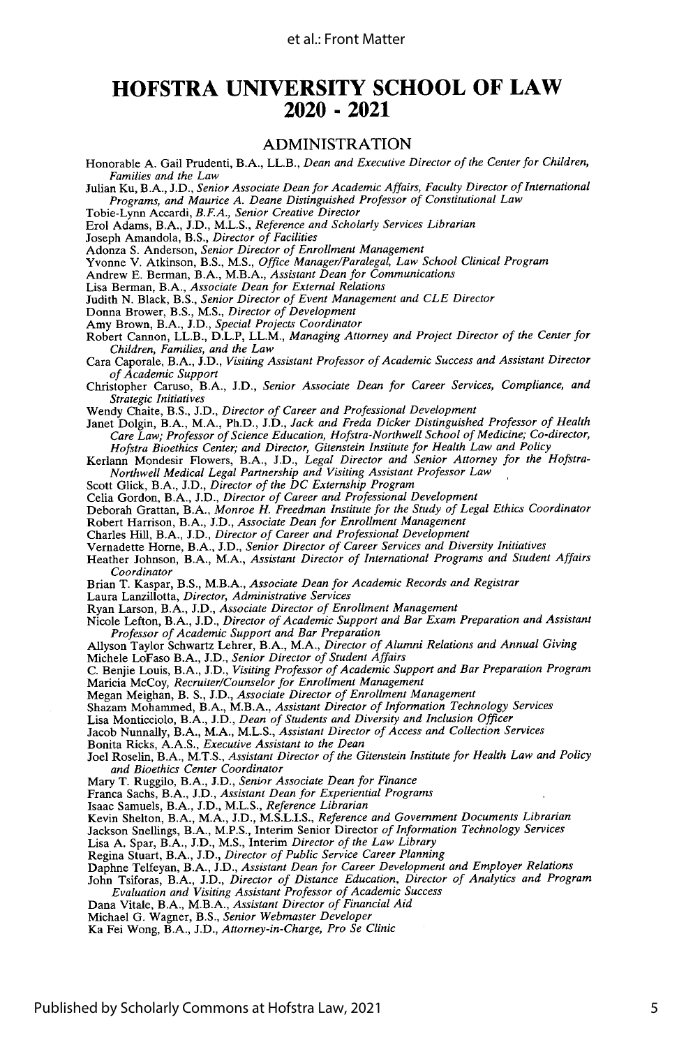# HOFSTRA UNIVERSITY SCHOOL OF LAW 2020 - 2021

## ADMINISTRATION

Honorable A. Gail Prudenti, B.A., LL.B., *Dean and Executive Director of the Center for Children, Families and the Law*

Julian Ku, B.A., J.D., *Senior Associate Dean for Academic Affairs, Faculty Director of International Programs, and Maurice A. Deane Distinguished Professor of Constitutional Law*

Tobie-Lynn Accardi, *B.F.A., Senior Creative Director*

Erol Adams, B.A., J.D., M.L.S., *Reference and Scholarly Services Librarian*

Joseph Amandola, B.S., *Director of Facilities*

Adonza S. Anderson, *Senior Director of Enrollment Management*

Yvonne V. Atkinson, B.S., M.S., *Office Manager/Paralegal, Law School Clinical Program*

Andrew E. Berman, B.A., M.B.A., *Assistant Dean for Communications*

Lisa Berman, B.A., *Associate Dean for External Relations*

Judith N. Black, B.S., *Senior Director of Event Management and CLE Director*

Donna Brower, B.S., M.S., *Director of Development*

Amy Brown, B.A., J.D., *Special Projects Coordinator*

Robert Cannon, LL.B., D.L.P, LL.M., *Managing Attorney and Project Director of the Center for Children, Families, and the Law*

Cara Caporale, B.A., J.D., *Visiting Assistant Professor of Academic Success and Assistant Director of Academic Support*

Christopher Caruso, B.A., J.D., *Senior Associate Dean for Career Services, Compliance, and Strategic Initiatives*

Wendy Chaite, B.S., J.D., *Director of Career and Professional Development*

Janet Dolgin, B.A., M.A., Ph.D., J.D., *Jack and Freda Dicker Distinguished Professor of Health Care Law; Professor of Science Education, Hofstra-Northwell School of Medicine; Co-director, Hofstra Bioethics Center; and Director, Gitenstein Institute for Health Law and Policy*

Kerlann Mondesir Flowers, B.A., J.D., *Legal Director and Senior Attorney for the Hofstra-Northwell Medical Legal Partnership and Visiting Assistant Professor Law*

Scott Glick, B.A., J.D., *Director of the DC Externship Program*

Celia Gordon, B.A., J.D., *Director of Career and Professional Development*

Deborah Grattan, B.A., *Monroe H. Freedman Institute for the Study of Legal Ethics Coordinator*

Robert Harrison, B.A., J.D., *Associate Dean for Enrollment Management*

Charles Hill, B.A., J.D., *Director of Career and Professional Development*

Vernadette Horne, B.A., J.D., *Senior Director of Career Services and Diversity Initiatives*

Heather Johnson, B.A., M.A., *Assistant Director of International Programs and Student Affairs Coordinator*

Brian T. Kaspar, B.S., M.B.A., *Associate Dean for Academic Records and Registrar*

Laura Lanzillotta, *Director, Administrative Services*

Ryan Larson, B.A., J.D., *Associate Director of Enrollment Management*

Nicole Lefton, B.A., J.D., *Director of Academic Support and Bar Exam Preparation and Assistant Professor of Academic Support and Bar Preparation*

Allyson Taylor Schwartz Lehrer, B.A., M.A., *Director of Alumni Relations and Annual Giving*

Michele LoFaso B.A., J.D., *Senior Director of Student Affairs*

C. Benjie Louis, B.A., J.D., *Visiting Professor of Academic Support and Bar Preparation Program*

Maricia McCoy, *Recruiter/Counselor for Enrollment Management*

Megan Meighan, B. S., J.D., *Associate Director of Enrollment Management*

Shazam Mohammed, B.A., M.B.A., *Assistant Director of Information Technology Services*

Lisa Monticciolo, B.A., J.D., *Dean of Students and Diversity and Inclusion Officer*

Jacob Nunnally, B.A., M.A., M.L.S., *Assistant Director of Access and Collection Services*

Bonita Ricks, A.A.S., *Executive Assistant to the Dean*

Joel Roselin, B.A., M.T.S., *Assistant Director of the Gitenstein Institute for Health Law and Policy and Bioethics Center Coordinator*

Mary T. Ruggilo, B.A., J.D., *Senior Associate Dean for Finance*

Franca Sachs, B.A., J.D., *Assistant Dean for Experiential Programs*

Isaac Samuels, B.A., J.D., M.L.S., *Reference Librarian*

Kevin Shelton, B.A., M.A., J.D., M.S.L.I.S., *Reference and Government Documents Librarian*

Jackson Snellings, B.A., M.P.S., Interim Senior Director *of Information Technology Services*

Lisa A. Spar, B.A., J.D., M.S., Interim *Director of the Law Library*

Regina Stuart, B.A., J.D., *Director of Public Service Career Planning*

Daphne Telfeyan, B.A., J.D., *Assistant Dean for Career Development and Employer Relations*

John Tsiforas, B.A., J.D., *Director of Distance Education, Director of Analytics and Program Evaluation and Visiting Assistant Professor of Academic Success*

Dana Vitale, B.A., M.B.A., *Assistant Director of Financial Aid*

Michael G. Wagner, B.S., *Senior Webmaster Developer*

Ka Fei Wong, B.A., J.D., *Attorney-in-Charge, Pro Se Clinic*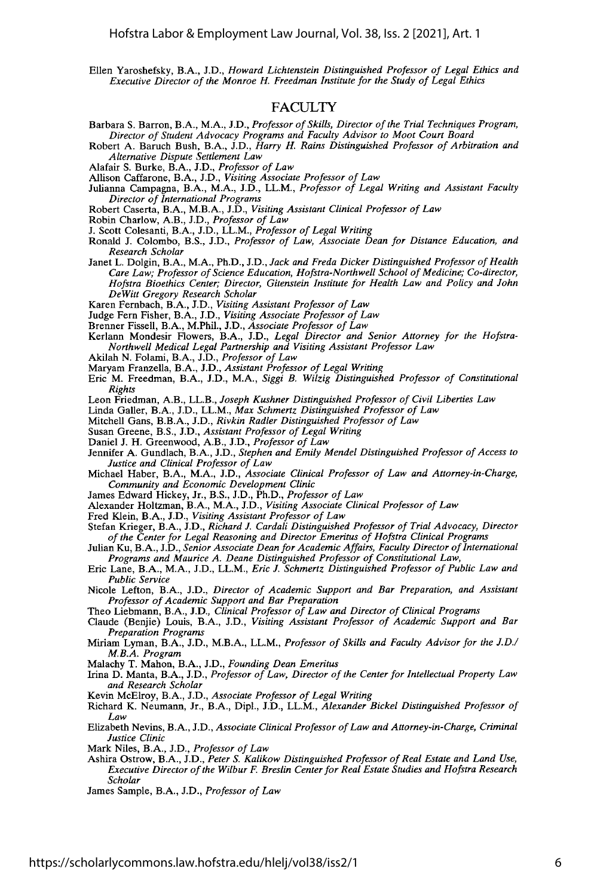Ellen Yaroshefsky, B.A., J.D., *Howard Lichtenstein Distinguished Professor of Legal Ethics and Executive Director of the Monroe H. Freedman Institute for the Study of Legal Ethics*

## FACULTY

Barbara S. Barron, B.A., M.A., J.D., *Professor of Skills, Director of the Trial Techniques Program, Director of Student Advocacy Programs and Faculty Advisor to Moot Court Board*

Robert A. Baruch Bush, B.A., J.D., *Harry H. Rains Distinguished Professor of Arbitration and Alternative Dispute Settlement Law*

Alafair S. Burke, B.A., J.D., *Professor of Law*

Allison Caffarone, B.A., J.D., *Visiting Associate Professor of Law*

Julianna Campagna, B.A., M.A., J.D., LL.M., *Professor of Legal Writing and Assistant Faculty Director of International Programs*

Robert Caserta, B.A., M.B.A., J.D., *Visiting Assistant Clinical Professor of Law*

Robin Charlow, A.B., J.D., *Professor of Law*

J. Scott Colesanti, B.A., J.D., LL.M., *Professor of Legal Writing*

Ronald J. Colombo, B.S., J.D., *Professor of Law, Associate Dean for Distance Education, and Research Scholar*

Janet L. Dolgin, B.A., M.A., Ph.D., J.D., *Jack and Freda Dicker Distinguished Professor of Health Care Law; Professor of Science Education, Hofstra-Northwell School of Medicine; Co-director, Hofstra Bioethics Center; Director, Gitenstein Institute for Health Law and Policy and John DeWitt Gregory Research Scholar*

Karen Fernbach, B.A., J.D., *Visiting Assistant Professor of Law*

Judge Fern Fisher, B.A., J.D., *Visiting Associate Professor of Law*

Brenner Fissell, B.A., M.Phil., J.D., *Associate Professor of Law*

Kerlann Mondesir Flowers, B.A., J.D., *Legal Director and Senior Attorney for the Hofstra-Northwell Medical Legal Partnership and Visiting Assistant Professor Law*

Akilah N. Folami, B.A., J.D., *Professor of Law*

Maryam Franzella, B.A., J.D., *Assistant Professor of Legal Writing*

Eric M. Freedman, B.A., J.D., M.A., *Siggi B. Wilzig Distinguished Professor of Constitutional Rights*

Leon Friedman, A.B., LL.B., *Joseph Kushner Distinguished Professor of Civil Liberties Law*

Linda Galler, B.A., J.D., LL.M., *Max Schmertz Distinguished Professor of Law*

Mitchell Gans, B.B.A., J.D., *Rivkin Radler Distinguished Professor of Law*

Susan Greene, B.S., J.D., *Assistant Professor of Legal Writing*

Daniel J. H. Greenwood, A.B., J.D., *Professor of Law*

Jennifer A. Gundlach, B.A., J.D., *Stephen and Emily Mendel Distinguished Professor of Access to Justice and Clinical Professor of Law*

Michael Haber, B.A., M.A., J.D., *Associate Clinical Professor of Law and Attorney-in-Charge, Community and Economic Development Clinic*

James Edward Hickey, Jr., B.S., J.D., Ph.D., *Professor of Law*

Alexander Holtzman, B.A., M.A., J.D., *Visiting Associate Clinical Professor of Law*

Fred Klein, B.A., J.D., *Visiting Assistant Professor of Law*

Stefan Krieger, B.A., J.D., *Richard J. Cardali Distinguished Professor of Trial Advocacy, Director of the Center for Legal Reasoning and Director Emeritus of Hofstra Clinical Programs*

Julian Ku, B.A., J.D., *Senior Associate Dean for Academic Affairs, Faculty Director of International Programs and Maurice A. Deane Distinguished Professor of Constitutional Law,*

Eric Lane, B.A., M.A., J.D., LL.M., *Eric J. Schmertz Distinguished Professor of Public Law and Public Service*

Nicole Lefton, B.A., J.D., *Director of Academic Support and Bar Preparation, and Assistant Professor of Academic Support and Bar Preparation*

Theo Liebmann, B.A., J.D., *Clinical Professor of Law and Director of Clinical Programs*

Claude (Benjie) Louis, B.A., J.D., *Visiting Assistant Professor of Academic Support and Bar Preparation Programs*

Miriam Lyman, B.A., J.D., M.B.A., LL.M., *Professor of Skills and Faculty Advisor for the J.D./M.B.A. Program*

Malachy T. Mahon, B.A., J.D., *Founding Dean Emeritus*

Irina D. Manta, B.A., J.D., *Professor of Law, Director of the Center for Intellectual Property Law and Research Scholar*

Kevin McElroy, B.A., J.D., *Associate Professor of Legal Writing*

Richard K. Neumann, Jr., B.A., Dipl., J.D., LL.M., *Alexander Bickel Distinguished Professor of Law*

Elizabeth Nevins, B.A., J.D., *Associate Clinical Professor of Law and Attorney-in-Charge, Criminal Justice Clinic*

Mark Niles, B.A., J.D., *Professor of Law*

Ashira Ostrow, B.A., J.D., *Peter S. Kalikow Distinguished Professor of Real Estate and Land Use, Executive Director of the Wilbur F. Breslin Center for Real Estate Studies and Hofstra Research Scholar*

James Sample, B.A., J.D., *Professor of Law*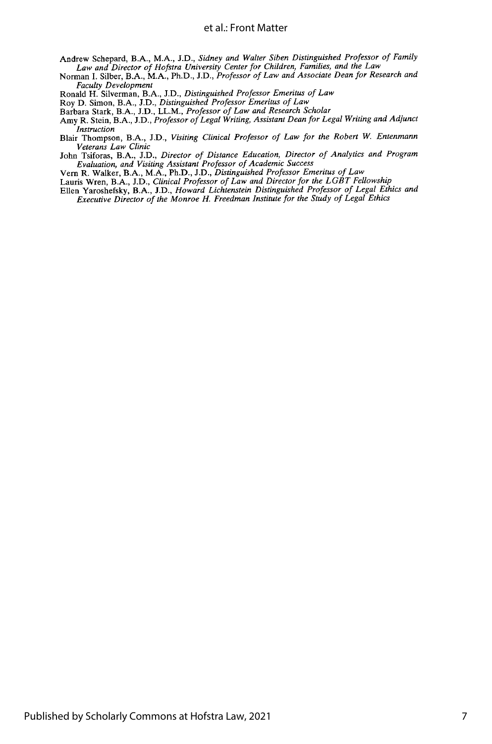Andrew Schepard, B.A., M.A., J.D., *Sidney and Walter Siben Distinguished Professor of Family Law and Director of Hofstra University Center for Children, Families, and the Law*

Norman I. Silber, B.A., M.A., Ph.D., J.D., *Professor of Law and Associate Dean for Research and Faculty Development*

Ronald H. Silverman, B.A., J.D., *Distinguished Professor Emeritus of Law*

Roy D. Simon, B.A., J.D., *Distinguished Professor Emeritus of Law*

Barbara Stark, B.A., J.D., LL.M., *Professor of Law and Research Scholar*

Amy R. Stein, B.A., J.D., *Professor of Legal Writing, Assistant Dean for Legal Writing and Adjunct Instruction*

Blair Thompson, B.A., J.D., *Visiting Clinical Professor of Law for the Robert W. Entenmann Veterans Law Clinic*

John Tsiforas, B.A., J.D., *Director of Distance Education, Director of Analytics and Program Evaluation, and Visiting Assistant Professor of Academic Success*

Vern R. Walker, B.A., M.A., Ph.D., J.D., *Distinguished Professor Emeritus of Law*

Lauris Wren, B.A., J.D., *Clinical Professor of Law and Director for the LGBT Fellowship*

Ellen Yaroshefsky, B.A., J.D., *Howard Lichtenstein Distinguished Professor of Legal Ethics and Executive Director of the Monroe H. Freedman Institute for the Study of Legal Ethics*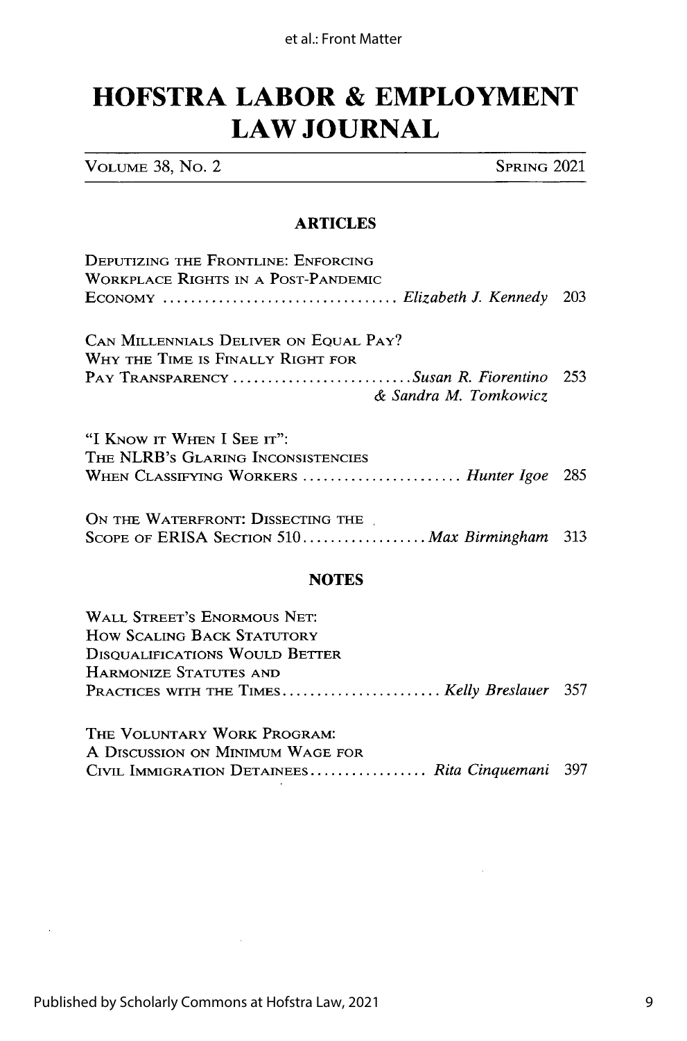# HOFSTRA LABOR & EMPLOYMENT LAW JOURNAL

VOLUME 38, NO. 2 SPRING 2021

## ARTICLES

DEPUTIZING THE FRONTLINE: ENFORCING WORKPLACE RIGHTS IN A POST-PANDEMIC ECONOMY .................................. *Elizabeth J. Kennedy* 203

CAN MILLENNIALS DELIVER ON EQUAL PAY? WHY THE TIME IS FINALLY RIGHT FOR PAY TRANSPARENCY .......................... *Susan R. Fiorentino & Sandra M. Tomkowicz* 253

"I KNOW IT WHEN I SEE IT": THE NLRB'S GLARING INCONSISTENCIES WHEN CLASSIFYING WORKERS ....................... *Hunter Igoe* 285

ON THE WATERFRONT: DISSECTING THE SCOPE OF ERISA SECTION 510.................. *Max Birmingham* 313

## NOTES

WALL STREET'S ENORMOUS NET: HOW SCALING BACK STATUTORY DISQUALIFICATIONS WOULD BETTER HARMONIZE STATUTES AND PRACTICES WITH THE TIMES....................... *Kelly Breslauer* 357

THE VOLUNTARY WORK PROGRAM: A DISCUSSION ON MINIMUM WAGE FOR CIVIL IMMIGRATION DETAINEES................. *Rita Cinquemani* 397